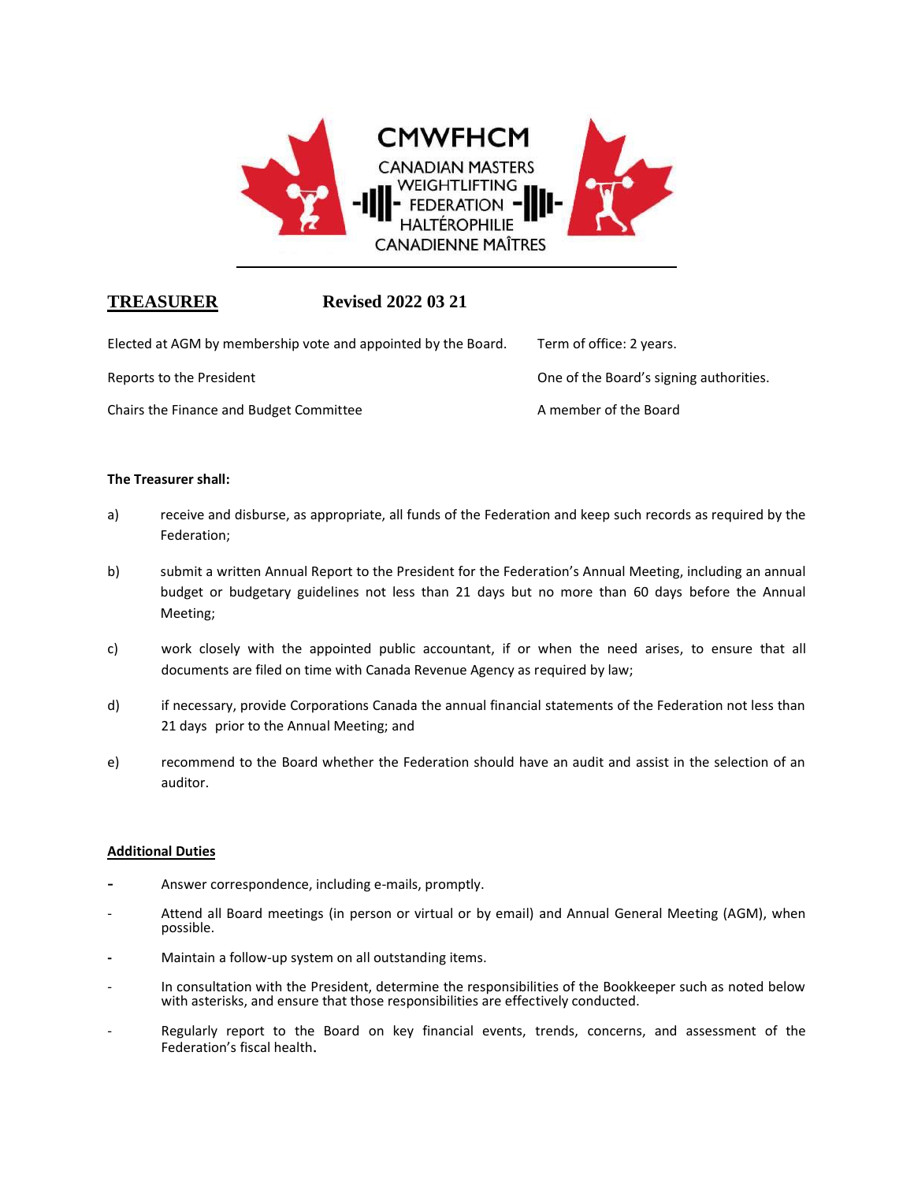CMWFHCM

CANADIAN MASTERS WEIGHTLIFTING FEDERATION HALTÉROPHILIE CANADIENNE MAÎTRES

## TREASURER Revised 2022 03 21

| | |
|---|---|
| Elected at AGM by membership vote and appointed by the Board. | Term of office: 2 years. |
| Reports to the President | One of the Board's signing authorities. |
| Chairs the Finance and Budget Committee | A member of the Board |

**The Treasurer shall:**

a) receive and disburse, as appropriate, all funds of the Federation and keep such records as required by the Federation;

b) submit a written Annual Report to the President for the Federation's Annual Meeting, including an annual budget or budgetary guidelines not less than 21 days but no more than 60 days before the Annual Meeting;

c) work closely with the appointed public accountant, if or when the need arises, to ensure that all documents are filed on time with Canada Revenue Agency as required by law;

d) if necessary, provide Corporations Canada the annual financial statements of the Federation not less than 21 days prior to the Annual Meeting; and

e) recommend to the Board whether the Federation should have an audit and assist in the selection of an auditor.

**Additional Duties**

- Answer correspondence, including e-mails, promptly.
- Attend all Board meetings (in person or virtual or by email) and Annual General Meeting (AGM), when possible.
- Maintain a follow-up system on all outstanding items.
- In consultation with the President, determine the responsibilities of the Bookkeeper such as noted below with asterisks, and ensure that those responsibilities are effectively conducted.
- Regularly report to the Board on key financial events, trends, concerns, and assessment of the Federation's fiscal health.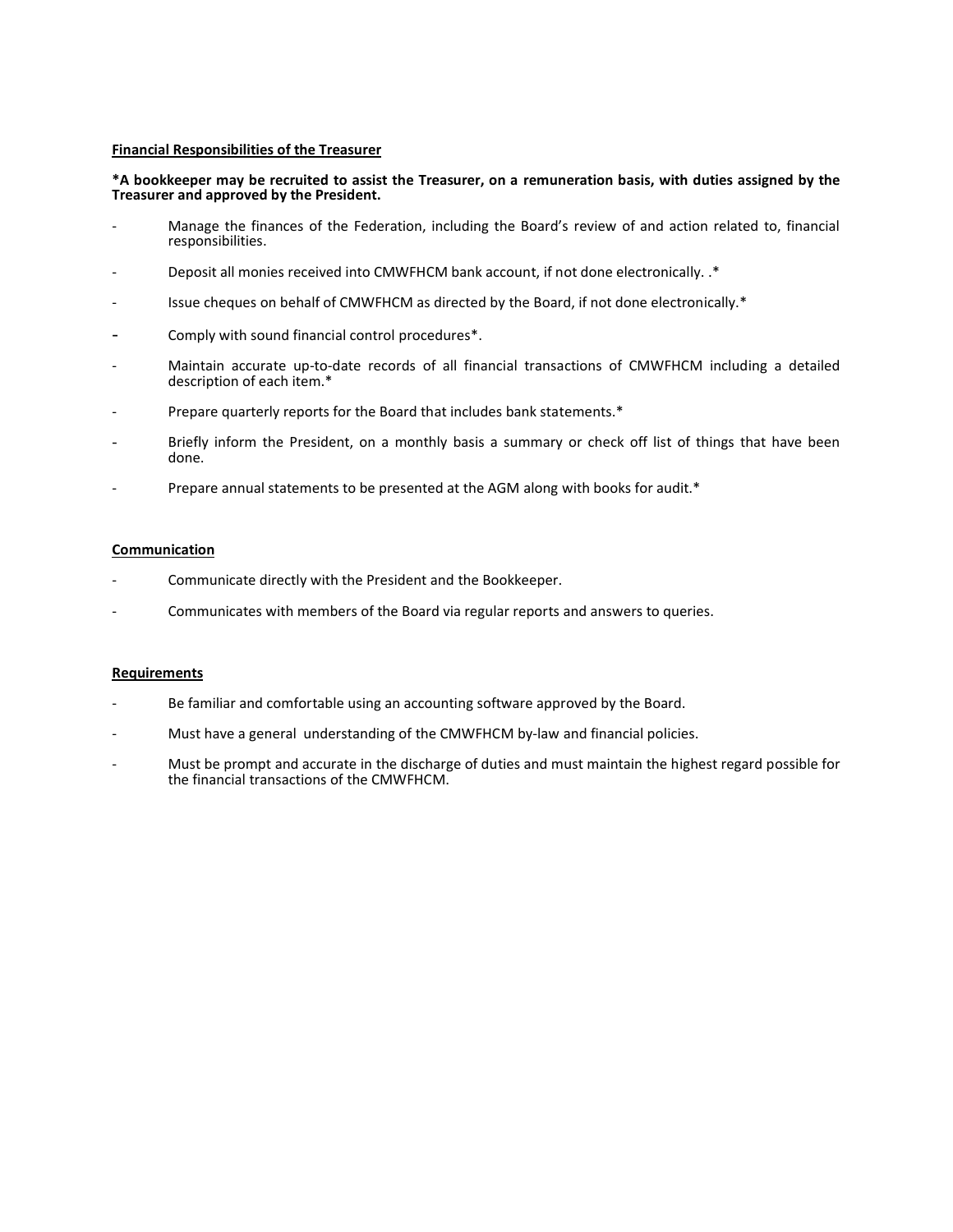**Financial Responsibilities of the Treasurer**

***A bookkeeper may be recruited to assist the Treasurer, on a remuneration basis, with duties assigned by the Treasurer and approved by the President.**

- Manage the finances of the Federation, including the Board's review of and action related to, financial responsibilities.
- Deposit all monies received into CMWFHCM bank account, if not done electronically. .*
- Issue cheques on behalf of CMWFHCM as directed by the Board, if not done electronically.*
- Comply with sound financial control procedures*.
- Maintain accurate up-to-date records of all financial transactions of CMWFHCM including a detailed description of each item.*
- Prepare quarterly reports for the Board that includes bank statements.*
- Briefly inform the President, on a monthly basis a summary or check off list of things that have been done.
- Prepare annual statements to be presented at the AGM along with books for audit.*

**Communication**

- Communicate directly with the President and the Bookkeeper.
- Communicates with members of the Board via regular reports and answers to queries.

**Requirements**

- Be familiar and comfortable using an accounting software approved by the Board.
- Must have a general understanding of the CMWFHCM by-law and financial policies.
- Must be prompt and accurate in the discharge of duties and must maintain the highest regard possible for the financial transactions of the CMWFHCM.